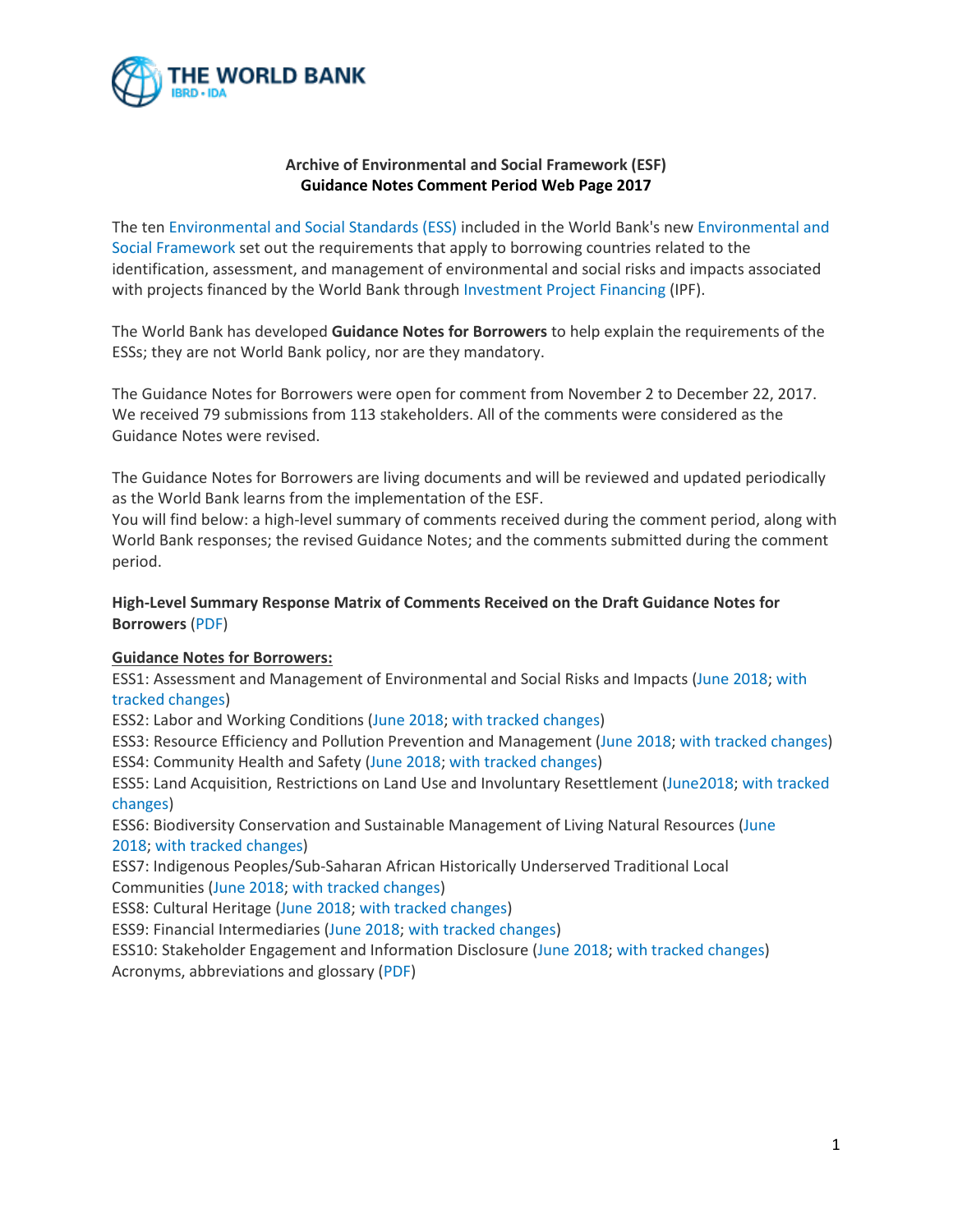**Archive of Environmental and Social Framework (ESF)**
**Guidance Notes Comment Period Web Page 2017**

The ten Environmental and Social Standards (ESS) included in the World Bank's new Environmental and Social Framework set out the requirements that apply to borrowing countries related to the identification, assessment, and management of environmental and social risks and impacts associated with projects financed by the World Bank through Investment Project Financing (IPF).

The World Bank has developed **Guidance Notes for Borrowers** to help explain the requirements of the ESSs; they are not World Bank policy, nor are they mandatory.

The Guidance Notes for Borrowers were open for comment from November 2 to December 22, 2017. We received 79 submissions from 113 stakeholders. All of the comments were considered as the Guidance Notes were revised.

The Guidance Notes for Borrowers are living documents and will be reviewed and updated periodically as the World Bank learns from the implementation of the ESF.
You will find below: a high-level summary of comments received during the comment period, along with World Bank responses; the revised Guidance Notes; and the comments submitted during the comment period.

**High-Level Summary Response Matrix of Comments Received on the Draft Guidance Notes for Borrowers** (PDF)

**Guidance Notes for Borrowers:**
ESS1: Assessment and Management of Environmental and Social Risks and Impacts (June 2018; with tracked changes)
ESS2: Labor and Working Conditions (June 2018; with tracked changes)
ESS3: Resource Efficiency and Pollution Prevention and Management (June 2018; with tracked changes)
ESS4: Community Health and Safety (June 2018; with tracked changes)
ESS5: Land Acquisition, Restrictions on Land Use and Involuntary Resettlement (June2018; with tracked changes)
ESS6: Biodiversity Conservation and Sustainable Management of Living Natural Resources (June 2018; with tracked changes)
ESS7: Indigenous Peoples/Sub-Saharan African Historically Underserved Traditional Local Communities (June 2018; with tracked changes)
ESS8: Cultural Heritage (June 2018; with tracked changes)
ESS9: Financial Intermediaries (June 2018; with tracked changes)
ESS10: Stakeholder Engagement and Information Disclosure (June 2018; with tracked changes)
Acronyms, abbreviations and glossary (PDF)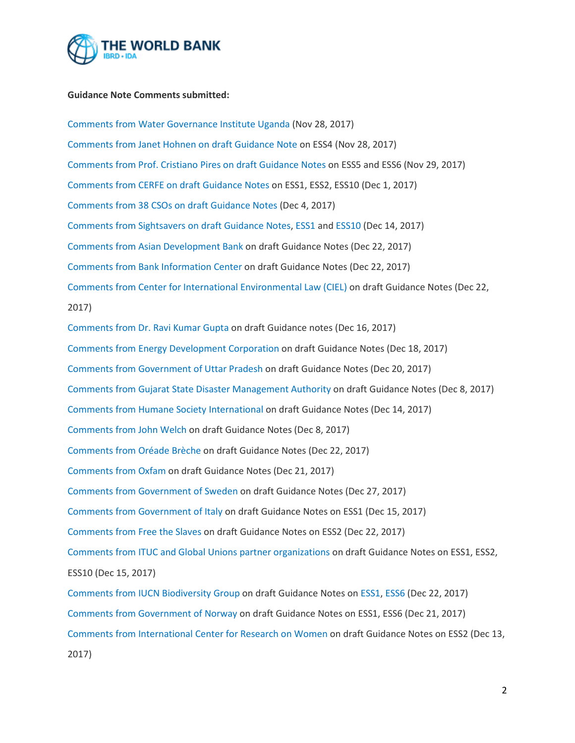**Guidance Note Comments submitted:**

Comments from Water Governance Institute Uganda (Nov 28, 2017)

Comments from Janet Hohnen on draft Guidance Note on ESS4 (Nov 28, 2017)

Comments from Prof. Cristiano Pires on draft Guidance Notes on ESS5 and ESS6 (Nov 29, 2017)

Comments from CERFE on draft Guidance Notes on ESS1, ESS2, ESS10 (Dec 1, 2017)

Comments from 38 CSOs on draft Guidance Notes (Dec 4, 2017)

Comments from Sightsavers on draft Guidance Notes, ESS1 and ESS10 (Dec 14, 2017)

Comments from Asian Development Bank on draft Guidance Notes (Dec 22, 2017)

Comments from Bank Information Center on draft Guidance Notes (Dec 22, 2017)

Comments from Center for International Environmental Law (CIEL) on draft Guidance Notes (Dec 22, 2017)

Comments from Dr. Ravi Kumar Gupta on draft Guidance notes (Dec 16, 2017)

Comments from Energy Development Corporation on draft Guidance Notes (Dec 18, 2017)

Comments from Government of Uttar Pradesh on draft Guidance Notes (Dec 20, 2017)

Comments from Gujarat State Disaster Management Authority on draft Guidance Notes (Dec 8, 2017)

Comments from Humane Society International on draft Guidance Notes (Dec 14, 2017)

Comments from John Welch on draft Guidance Notes (Dec 8, 2017)

Comments from Oréade Brèche on draft Guidance Notes (Dec 22, 2017)

Comments from Oxfam on draft Guidance Notes (Dec 21, 2017)

Comments from Government of Sweden on draft Guidance Notes (Dec 27, 2017)

Comments from Government of Italy on draft Guidance Notes on ESS1 (Dec 15, 2017)

Comments from Free the Slaves on draft Guidance Notes on ESS2 (Dec 22, 2017)

Comments from ITUC and Global Unions partner organizations on draft Guidance Notes on ESS1, ESS2, ESS10 (Dec 15, 2017)

Comments from IUCN Biodiversity Group on draft Guidance Notes on ESS1, ESS6 (Dec 22, 2017)

Comments from Government of Norway on draft Guidance Notes on ESS1, ESS6 (Dec 21, 2017)

Comments from International Center for Research on Women on draft Guidance Notes on ESS2 (Dec 13, 2017)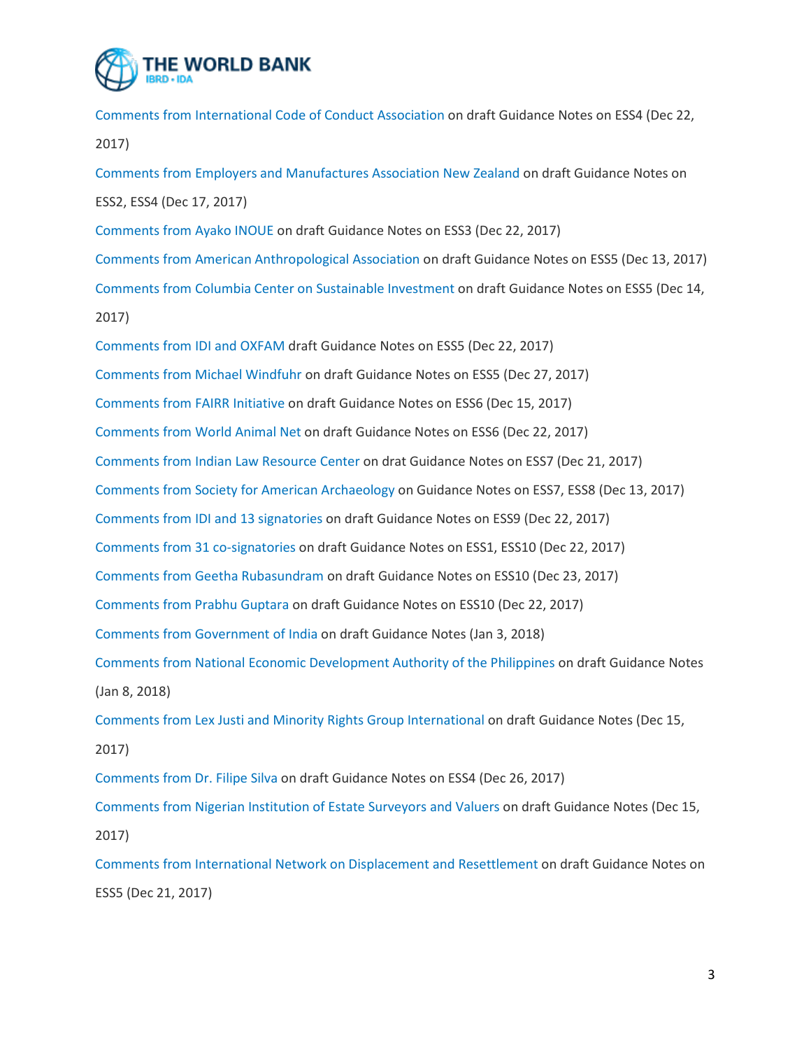Comments from International Code of Conduct Association on draft Guidance Notes on ESS4 (Dec 22, 2017)

Comments from Employers and Manufactures Association New Zealand on draft Guidance Notes on ESS2, ESS4 (Dec 17, 2017)

Comments from Ayako INOUE on draft Guidance Notes on ESS3 (Dec 22, 2017)

Comments from American Anthropological Association on draft Guidance Notes on ESS5 (Dec 13, 2017)

Comments from Columbia Center on Sustainable Investment on draft Guidance Notes on ESS5 (Dec 14, 2017)

Comments from IDI and OXFAM draft Guidance Notes on ESS5 (Dec 22, 2017)

Comments from Michael Windfuhr on draft Guidance Notes on ESS5 (Dec 27, 2017)

Comments from FAIRR Initiative on draft Guidance Notes on ESS6 (Dec 15, 2017)

Comments from World Animal Net on draft Guidance Notes on ESS6 (Dec 22, 2017)

Comments from Indian Law Resource Center on drat Guidance Notes on ESS7 (Dec 21, 2017)

Comments from Society for American Archaeology on Guidance Notes on ESS7, ESS8 (Dec 13, 2017)

Comments from IDI and 13 signatories on draft Guidance Notes on ESS9 (Dec 22, 2017)

Comments from 31 co-signatories on draft Guidance Notes on ESS1, ESS10 (Dec 22, 2017)

Comments from Geetha Rubasundram on draft Guidance Notes on ESS10 (Dec 23, 2017)

Comments from Prabhu Guptara on draft Guidance Notes on ESS10 (Dec 22, 2017)

Comments from Government of India on draft Guidance Notes (Jan 3, 2018)

Comments from National Economic Development Authority of the Philippines on draft Guidance Notes (Jan 8, 2018)

Comments from Lex Justi and Minority Rights Group International on draft Guidance Notes (Dec 15, 2017)

Comments from Dr. Filipe Silva on draft Guidance Notes on ESS4 (Dec 26, 2017)

Comments from Nigerian Institution of Estate Surveyors and Valuers on draft Guidance Notes (Dec 15, 2017)

Comments from International Network on Displacement and Resettlement on draft Guidance Notes on ESS5 (Dec 21, 2017)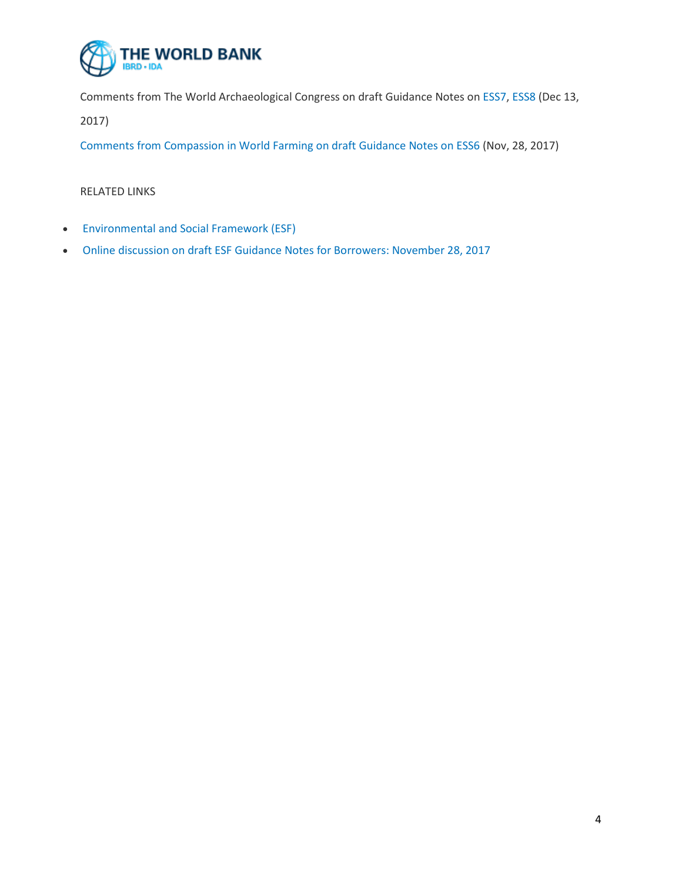Comments from The World Archaeological Congress on draft Guidance Notes on ESS7, ESS8 (Dec 13, 2017)

Comments from Compassion in World Farming on draft Guidance Notes on ESS6 (Nov, 28, 2017)

RELATED LINKS

- Environmental and Social Framework (ESF)
- Online discussion on draft ESF Guidance Notes for Borrowers: November 28, 2017